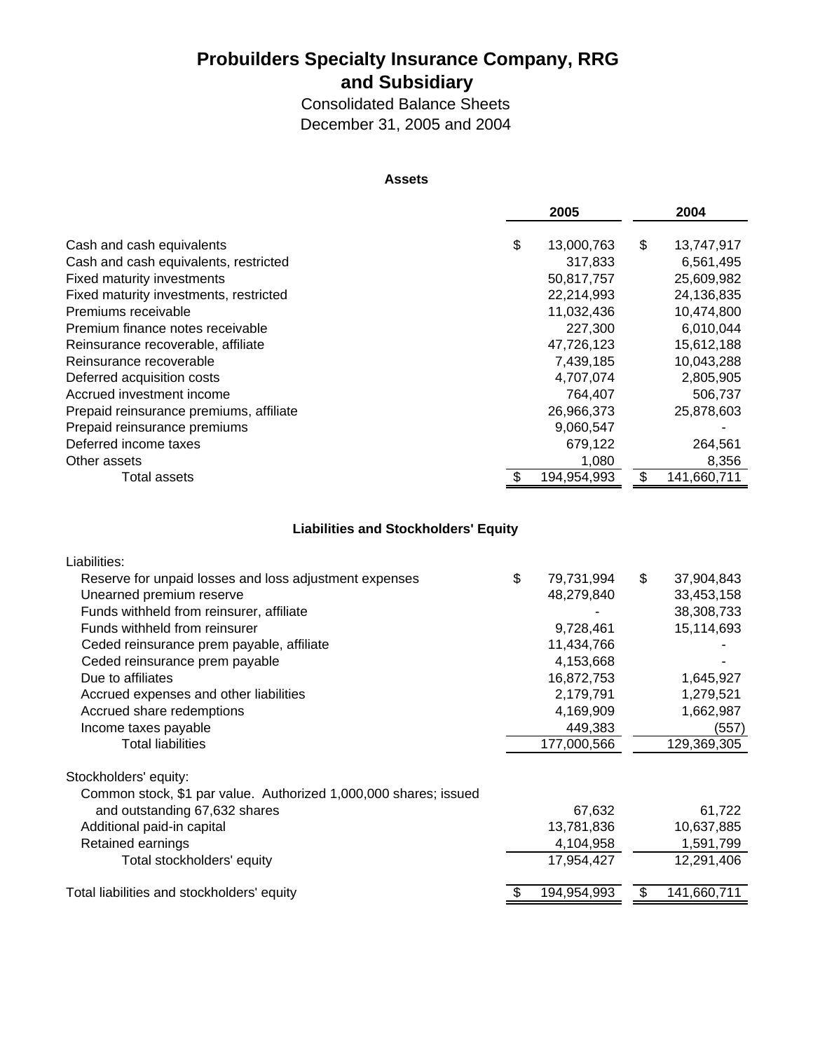# Probuilders Specialty Insurance Company, RRG and Subsidiary

Consolidated Balance Sheets

December 31, 2005 and 2004

**Assets**

| | 2005 | 2004 |
|---|---|---|
| Cash and cash equivalents | $ 13,000,763 | $ 13,747,917 |
| Cash and cash equivalents, restricted | 317,833 | 6,561,495 |
| Fixed maturity investments | 50,817,757 | 25,609,982 |
| Fixed maturity investments, restricted | 22,214,993 | 24,136,835 |
| Premiums receivable | 11,032,436 | 10,474,800 |
| Premium finance notes receivable | 227,300 | 6,010,044 |
| Reinsurance recoverable, affiliate | 47,726,123 | 15,612,188 |
| Reinsurance recoverable | 7,439,185 | 10,043,288 |
| Deferred acquisition costs | 4,707,074 | 2,805,905 |
| Accrued investment income | 764,407 | 506,737 |
| Prepaid reinsurance premiums, affiliate | 26,966,373 | 25,878,603 |
| Prepaid reinsurance premiums | 9,060,547 | - |
| Deferred income taxes | 679,122 | 264,561 |
| Other assets | 1,080 | 8,356 |
| Total assets | $ 194,954,993 | $ 141,660,711 |

**Liabilities and Stockholders' Equity**

| | 2005 | 2004 |
|---|---|---|
| Liabilities: | | |
| Reserve for unpaid losses and loss adjustment expenses | $ 79,731,994 | $ 37,904,843 |
| Unearned premium reserve | 48,279,840 | 33,453,158 |
| Funds withheld from reinsurer, affiliate | - | 38,308,733 |
| Funds withheld from reinsurer | 9,728,461 | 15,114,693 |
| Ceded reinsurance prem payable, affiliate | 11,434,766 | - |
| Ceded reinsurance prem payable | 4,153,668 | - |
| Due to affiliates | 16,872,753 | 1,645,927 |
| Accrued expenses and other liabilities | 2,179,791 | 1,279,521 |
| Accrued share redemptions | 4,169,909 | 1,662,987 |
| Income taxes payable | 449,383 | (557) |
| Total liabilities | 177,000,566 | 129,369,305 |
| Stockholders' equity: | | |
| Common stock, $1 par value. Authorized 1,000,000 shares; issued and outstanding 67,632 shares | 67,632 | 61,722 |
| Additional paid-in capital | 13,781,836 | 10,637,885 |
| Retained earnings | 4,104,958 | 1,591,799 |
| Total stockholders' equity | 17,954,427 | 12,291,406 |
| Total liabilities and stockholders' equity | $ 194,954,993 | $ 141,660,711 |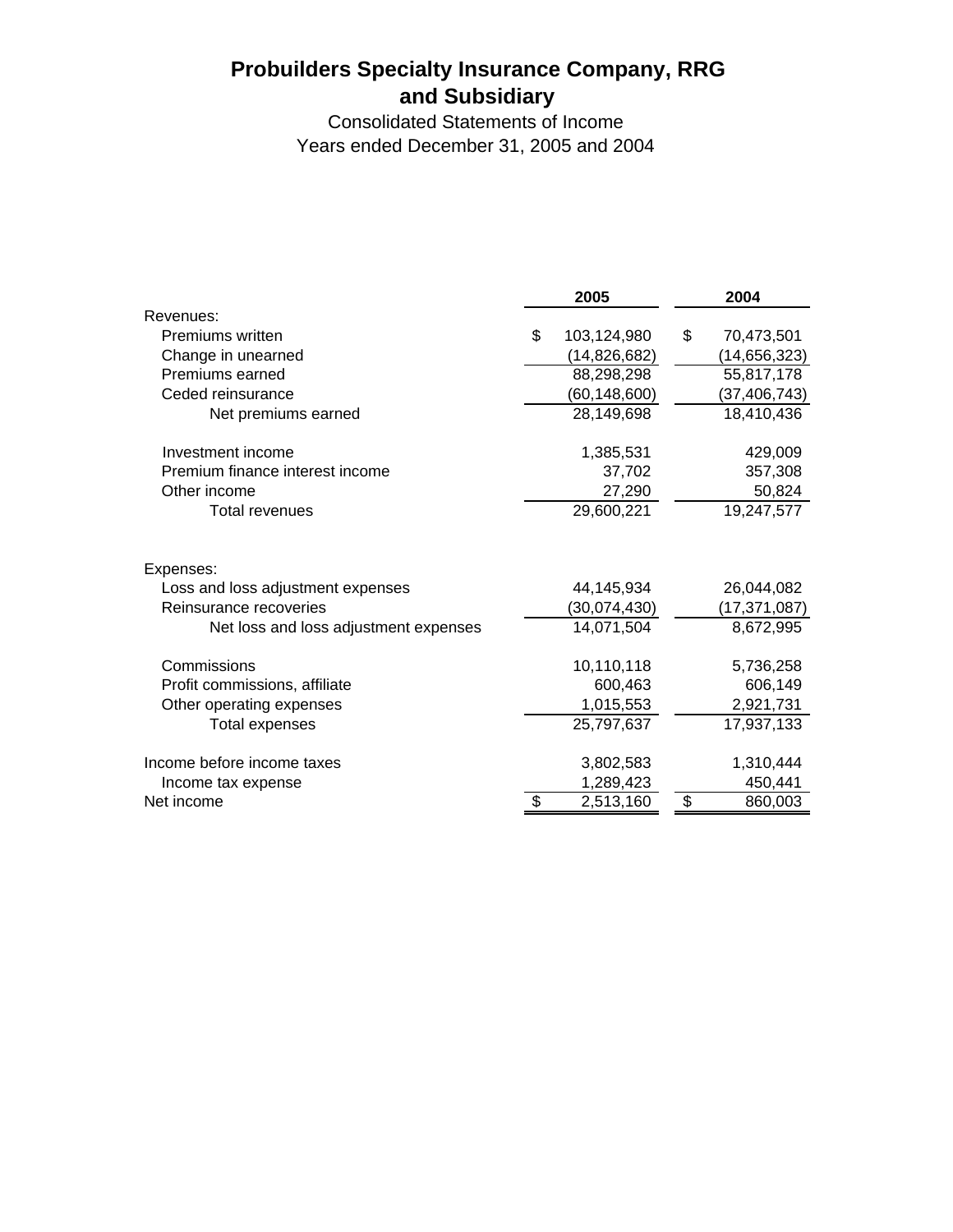# Probuilders Specialty Insurance Company, RRG and Subsidiary

Consolidated Statements of Income

Years ended December 31, 2005 and 2004

| | 2005 | 2004 |
|---|---|---|
| Revenues: | | |
| Premiums written | $ 103,124,980 | $ 70,473,501 |
| Change in unearned | (14,826,682) | (14,656,323) |
| Premiums earned | 88,298,298 | 55,817,178 |
| Ceded reinsurance | (60,148,600) | (37,406,743) |
| Net premiums earned | 28,149,698 | 18,410,436 |
| | | |
| Investment income | 1,385,531 | 429,009 |
| Premium finance interest income | 37,702 | 357,308 |
| Other income | 27,290 | 50,824 |
| Total revenues | 29,600,221 | 19,247,577 |
| | | |
| Expenses: | | |
| Loss and loss adjustment expenses | 44,145,934 | 26,044,082 |
| Reinsurance recoveries | (30,074,430) | (17,371,087) |
| Net loss and loss adjustment expenses | 14,071,504 | 8,672,995 |
| | | |
| Commissions | 10,110,118 | 5,736,258 |
| Profit commissions, affiliate | 600,463 | 606,149 |
| Other operating expenses | 1,015,553 | 2,921,731 |
| Total expenses | 25,797,637 | 17,937,133 |
| | | |
| Income before income taxes | 3,802,583 | 1,310,444 |
| Income tax expense | 1,289,423 | 450,441 |
| Net income | $ 2,513,160 | $ 860,003 |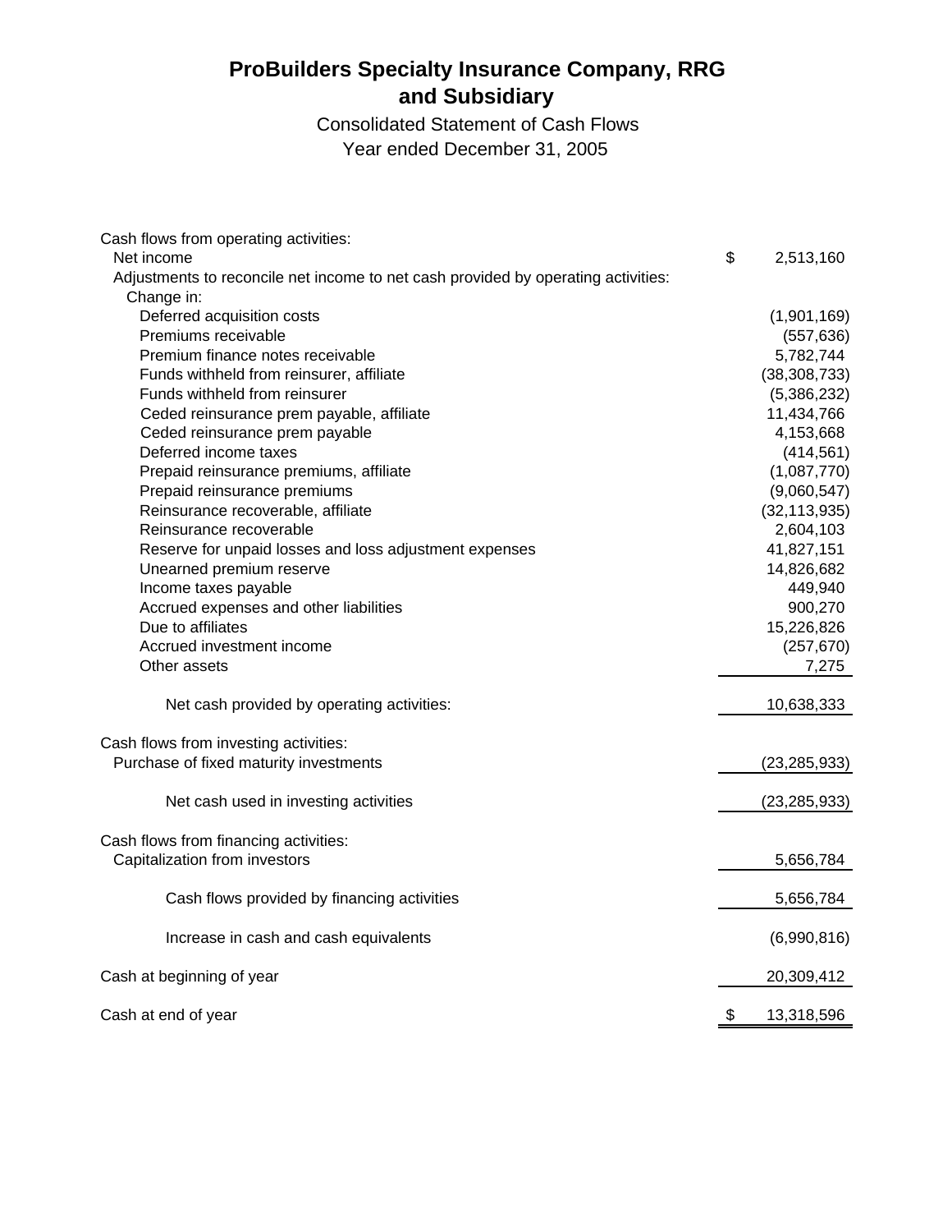# ProBuilders Specialty Insurance Company, RRG and Subsidiary

Consolidated Statement of Cash Flows

Year ended December 31, 2005

| | |
|---|---|
| Cash flows from operating activities: | |
| Net income | $ 2,513,160 |
| Adjustments to reconcile net income to net cash provided by operating activities: | |
| Change in: | |
| Deferred acquisition costs | (1,901,169) |
| Premiums receivable | (557,636) |
| Premium finance notes receivable | 5,782,744 |
| Funds withheld from reinsurer, affiliate | (38,308,733) |
| Funds withheld from reinsurer | (5,386,232) |
| Ceded reinsurance prem payable, affiliate | 11,434,766 |
| Ceded reinsurance prem payable | 4,153,668 |
| Deferred income taxes | (414,561) |
| Prepaid reinsurance premiums, affiliate | (1,087,770) |
| Prepaid reinsurance premiums | (9,060,547) |
| Reinsurance recoverable, affiliate | (32,113,935) |
| Reinsurance recoverable | 2,604,103 |
| Reserve for unpaid losses and loss adjustment expenses | 41,827,151 |
| Unearned premium reserve | 14,826,682 |
| Income taxes payable | 449,940 |
| Accrued expenses and other liabilities | 900,270 |
| Due to affiliates | 15,226,826 |
| Accrued investment income | (257,670) |
| Other assets | 7,275 |
| Net cash provided by operating activities: | 10,638,333 |
| Cash flows from investing activities: | |
| Purchase of fixed maturity investments | (23,285,933) |
| Net cash used in investing activities | (23,285,933) |
| Cash flows from financing activities: | |
| Capitalization from investors | 5,656,784 |
| Cash flows provided by financing activities | 5,656,784 |
| Increase in cash and cash equivalents | (6,990,816) |
| Cash at beginning of year | 20,309,412 |
| Cash at end of year | $ 13,318,596 |